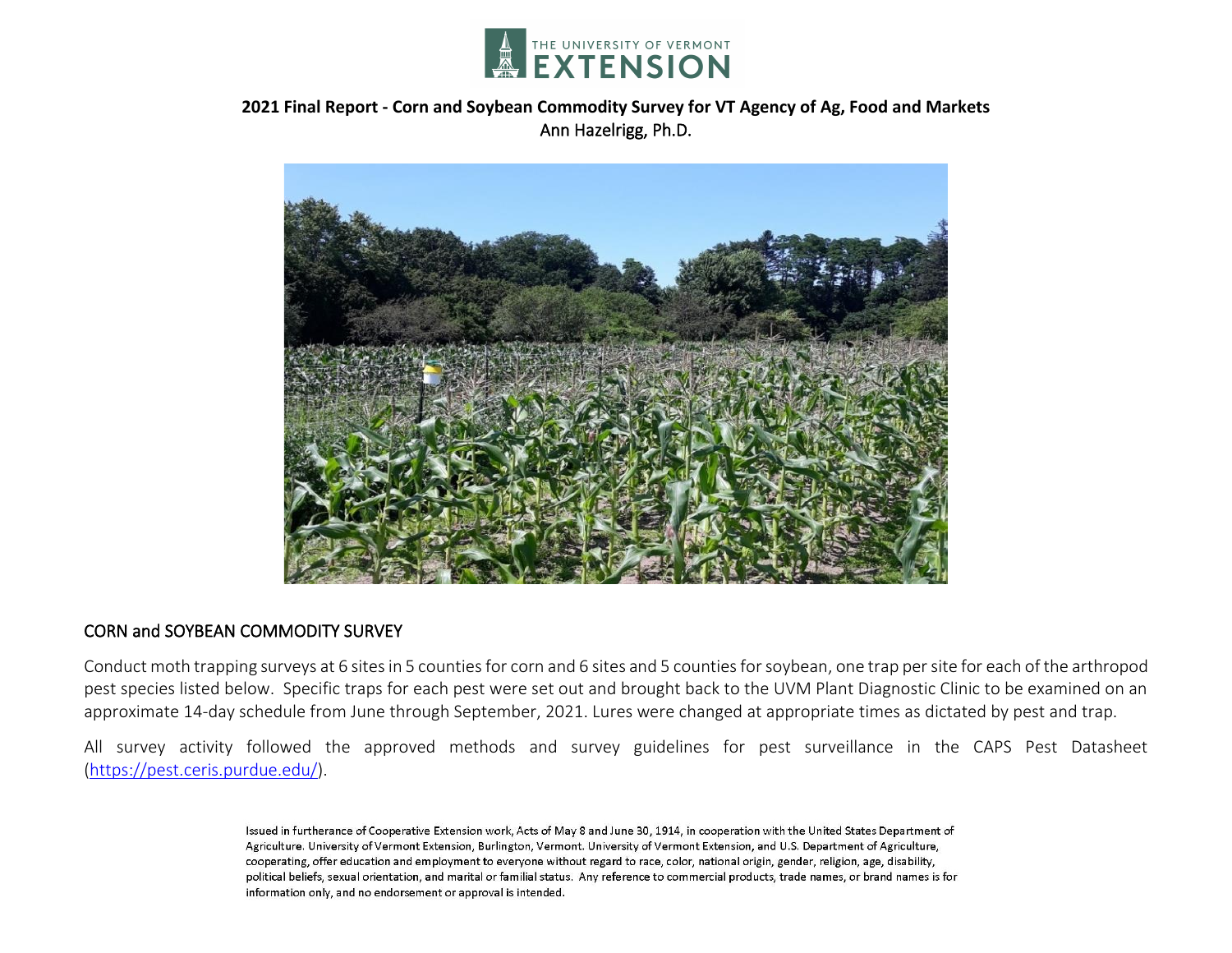THE UNIVERSITY OF VERMONT EXTENSION

**2021 Final Report - Corn and Soybean Commodity Survey for VT Agency of Ag, Food and Markets**

Ann Hazelrigg, Ph.D.

## CORN and SOYBEAN COMMODITY SURVEY

Conduct moth trapping surveys at 6 sites in 5 counties for corn and 6 sites and 5 counties for soybean, one trap per site for each of the arthropod pest species listed below. Specific traps for each pest were set out and brought back to the UVM Plant Diagnostic Clinic to be examined on an approximate 14-day schedule from June through September, 2021. Lures were changed at appropriate times as dictated by pest and trap.

All survey activity followed the approved methods and survey guidelines for pest surveillance in the CAPS Pest Datasheet (https://pest.ceris.purdue.edu/).

Issued in furtherance of Cooperative Extension work, Acts of May 8 and June 30, 1914, in cooperation with the United States Department of Agriculture. University of Vermont Extension, Burlington, Vermont. University of Vermont Extension, and U.S. Department of Agriculture, cooperating, offer education and employment to everyone without regard to race, color, national origin, gender, religion, age, disability, political beliefs, sexual orientation, and marital or familial status. Any reference to commercial products, trade names, or brand names is for information only, and no endorsement or approval is intended.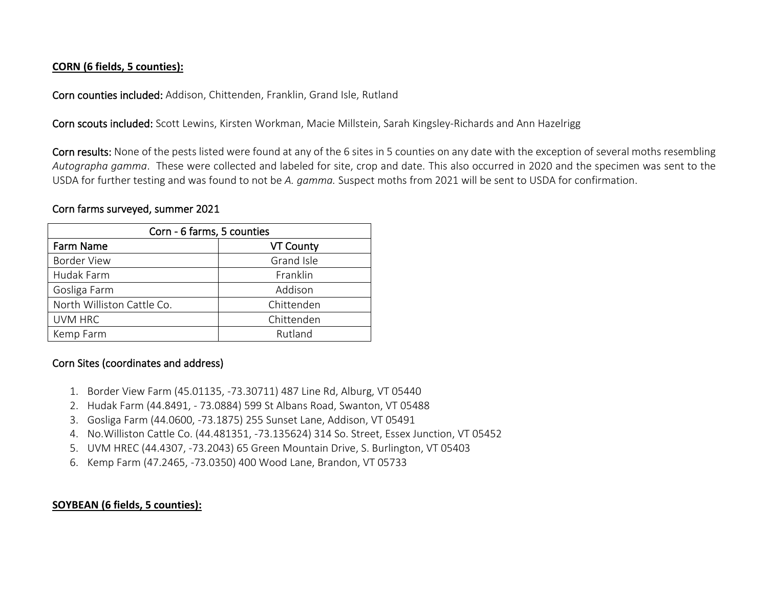**CORN (6 fields, 5 counties):**

**Corn counties included:** Addison, Chittenden, Franklin, Grand Isle, Rutland

**Corn scouts included:** Scott Lewins, Kirsten Workman, Macie Millstein, Sarah Kingsley-Richards and Ann Hazelrigg

**Corn results:** None of the pests listed were found at any of the 6 sites in 5 counties on any date with the exception of several moths resembling *Autographa gamma*. These were collected and labeled for site, crop and date. This also occurred in 2020 and the specimen was sent to the USDA for further testing and was found to not be *A. gamma.* Suspect moths from 2021 will be sent to USDA for confirmation.

### Corn farms surveyed, summer 2021

| Corn - 6 farms, 5 counties | |
|---|---|
| Farm Name | VT County |
| Border View | Grand Isle |
| Hudak Farm | Franklin |
| Gosliga Farm | Addison |
| North Williston Cattle Co. | Chittenden |
| UVM HRC | Chittenden |
| Kemp Farm | Rutland |

### Corn Sites (coordinates and address)

1. Border View Farm (45.01135, -73.30711) 487 Line Rd, Alburg, VT 05440
2. Hudak Farm (44.8491, - 73.0884) 599 St Albans Road, Swanton, VT 05488
3. Gosliga Farm (44.0600, -73.1875) 255 Sunset Lane, Addison, VT 05491
4. No.Williston Cattle Co. (44.481351, -73.135624) 314 So. Street, Essex Junction, VT 05452
5. UVM HREC (44.4307, -73.2043) 65 Green Mountain Drive, S. Burlington, VT 05403
6. Kemp Farm (47.2465, -73.0350) 400 Wood Lane, Brandon, VT 05733

**SOYBEAN (6 fields, 5 counties):**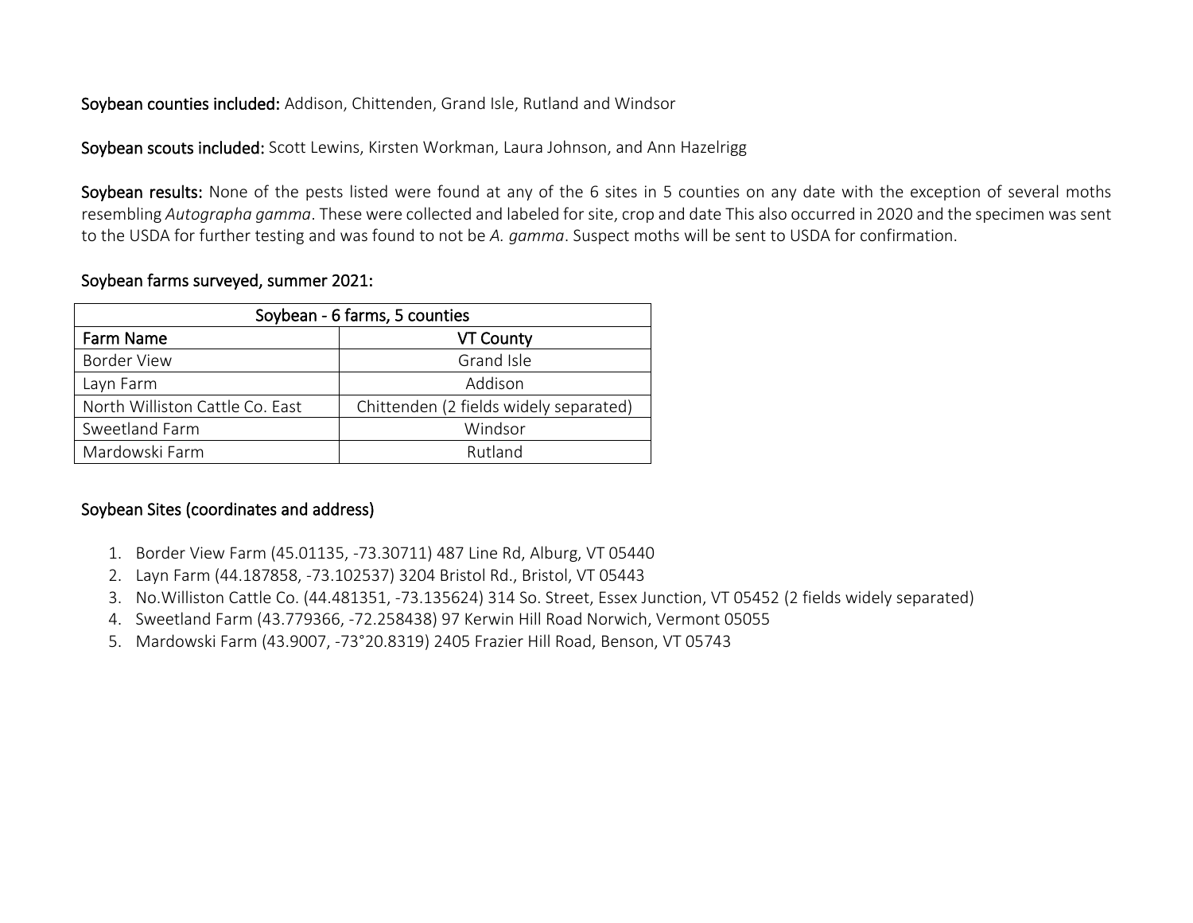**Soybean counties included:** Addison, Chittenden, Grand Isle, Rutland and Windsor

**Soybean scouts included:** Scott Lewins, Kirsten Workman, Laura Johnson, and Ann Hazelrigg

**Soybean results:** None of the pests listed were found at any of the 6 sites in 5 counties on any date with the exception of several moths resembling *Autographa gamma*. These were collected and labeled for site, crop and date This also occurred in 2020 and the specimen was sent to the USDA for further testing and was found to not be *A. gamma*. Suspect moths will be sent to USDA for confirmation.

**Soybean farms surveyed, summer 2021:**

| Soybean - 6 farms, 5 counties | |
|---|---|
| **Farm Name** | **VT County** |
| Border View | Grand Isle |
| Layn Farm | Addison |
| North Williston Cattle Co. East | Chittenden (2 fields widely separated) |
| Sweetland Farm | Windsor |
| Mardowski Farm | Rutland |

**Soybean Sites (coordinates and address)**

1. Border View Farm (45.01135, -73.30711) 487 Line Rd, Alburg, VT 05440
2. Layn Farm (44.187858, -73.102537) 3204 Bristol Rd., Bristol, VT 05443
3. No.Williston Cattle Co. (44.481351, -73.135624) 314 So. Street, Essex Junction, VT 05452 (2 fields widely separated)
4. Sweetland Farm (43.779366, -72.258438) 97 Kerwin Hill Road Norwich, Vermont 05055
5. Mardowski Farm (43.9007, -73°20.8319) 2405 Frazier Hill Road, Benson, VT 05743